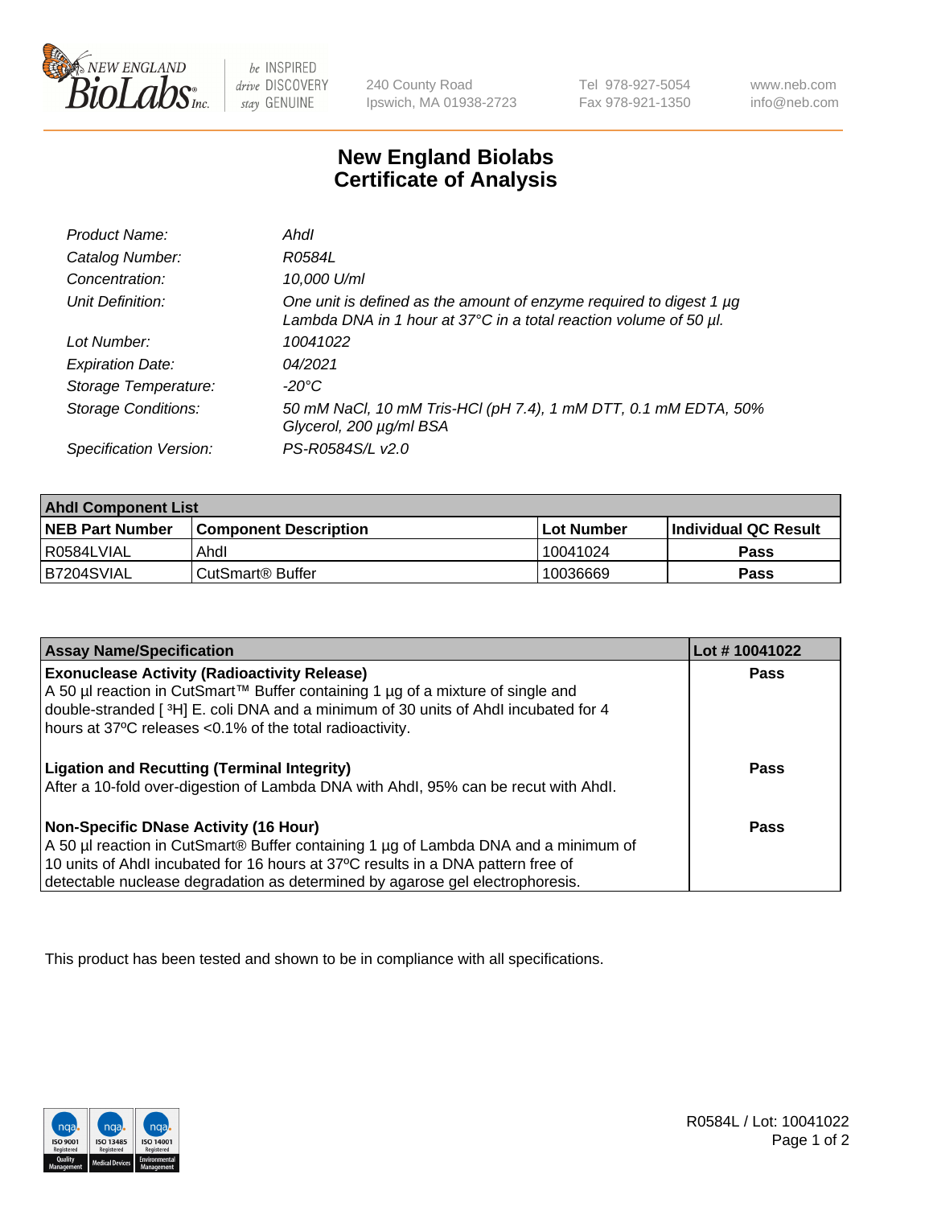240 County Road
Ipswich, MA 01938-2723

Tel 978-927-5054
Fax 978-921-1350

www.neb.com
info@neb.com

# New England Biolabs
# Certificate of Analysis

| | |
|---|---|
| *Product Name:* | *AhdI* |
| *Catalog Number:* | *R0584L* |
| *Concentration:* | *10,000 U/ml* |
| *Unit Definition:* | *One unit is defined as the amount of enzyme required to digest 1 µg Lambda DNA in 1 hour at 37°C in a total reaction volume of 50 µl.* |
| *Lot Number:* | *10041022* |
| *Expiration Date:* | *04/2021* |
| *Storage Temperature:* | *-20°C* |
| *Storage Conditions:* | *50 mM NaCl, 10 mM Tris-HCl (pH 7.4), 1 mM DTT, 0.1 mM EDTA, 50% Glycerol, 200 µg/ml BSA* |
| *Specification Version:* | *PS-R0584S/L v2.0* |

| **AhdI Component List** | | | |
|---|---|---|---|
| **NEB Part Number** | **Component Description** | **Lot Number** | **Individual QC Result** |
| R0584LVIAL | AhdI | 10041024 | **Pass** |
| B7204SVIAL | CutSmart® Buffer | 10036669 | **Pass** |

| **Assay Name/Specification** | **Lot # 10041022** |
|---|---|
| **Exonuclease Activity (Radioactivity Release)**<br>A 50 µl reaction in CutSmart™ Buffer containing 1 µg of a mixture of single and double-stranded [ $^3$H] E. coli DNA and a minimum of 30 units of AhdI incubated for 4 hours at 37ºC releases <0.1% of the total radioactivity. | **Pass** |
| **Ligation and Recutting (Terminal Integrity)**<br>After a 10-fold over-digestion of Lambda DNA with AhdI, 95% can be recut with AhdI. | **Pass** |
| **Non-Specific DNase Activity (16 Hour)**<br>A 50 µl reaction in CutSmart® Buffer containing 1 µg of Lambda DNA and a minimum of 10 units of AhdI incubated for 16 hours at 37ºC results in a DNA pattern free of detectable nuclease degradation as determined by agarose gel electrophoresis. | **Pass** |

This product has been tested and shown to be in compliance with all specifications.

R0584L / Lot: 10041022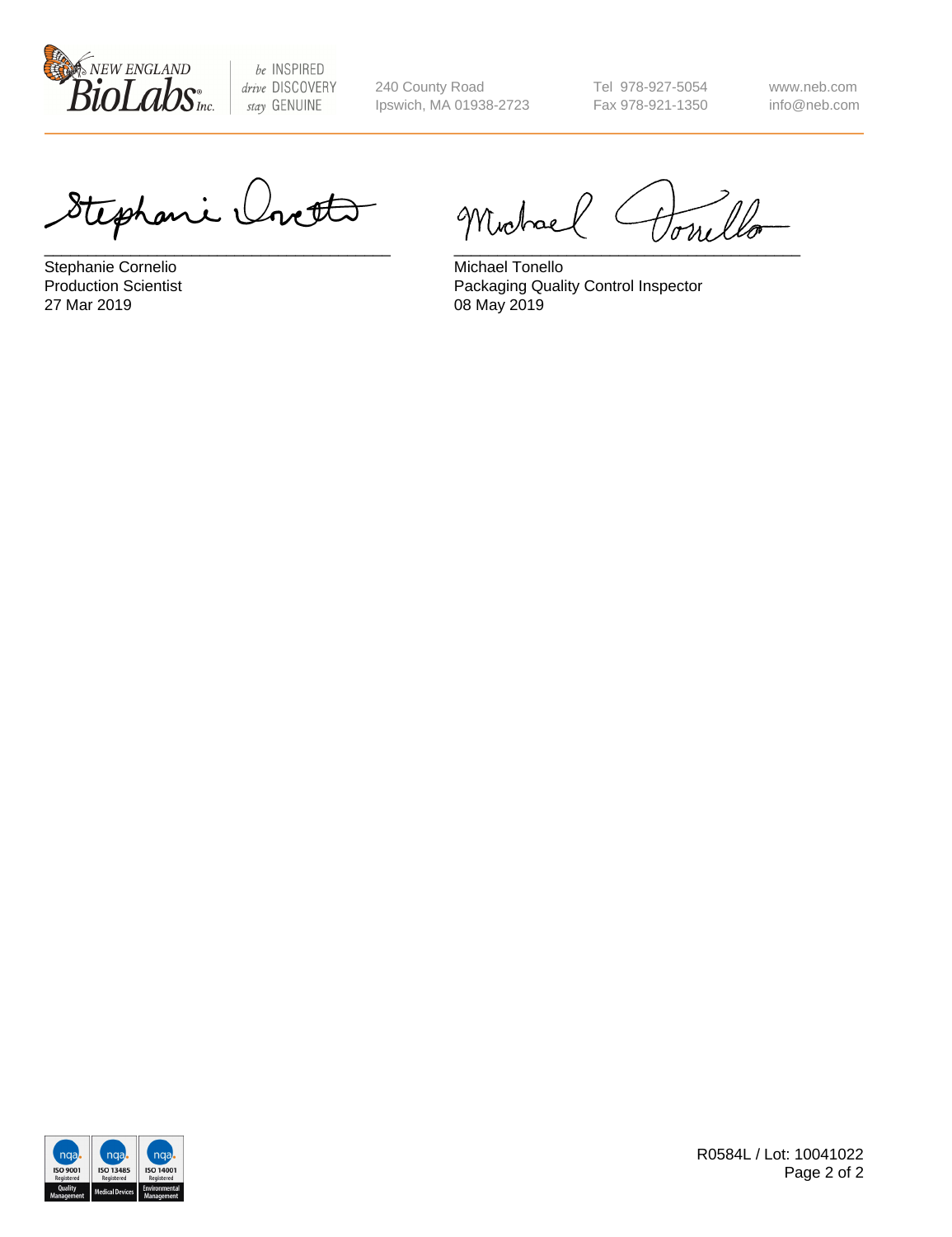NEW ENGLAND BioLabs Inc.

be INSPIRED
drive DISCOVERY
stay GENUINE

240 County Road
Ipswich, MA 01938-2723

Tel 978-927-5054
Fax 978-921-1350

www.neb.com
info@neb.com

Stephanie Cornelio
Production Scientist
27 Mar 2019

Michael Tonello
Packaging Quality Control Inspector
08 May 2019

ISO 9001 Registered Quality Management | ISO 13485 Registered Medical Devices | ISO 14001 Registered Environmental Management

R0584L / Lot: 10041022